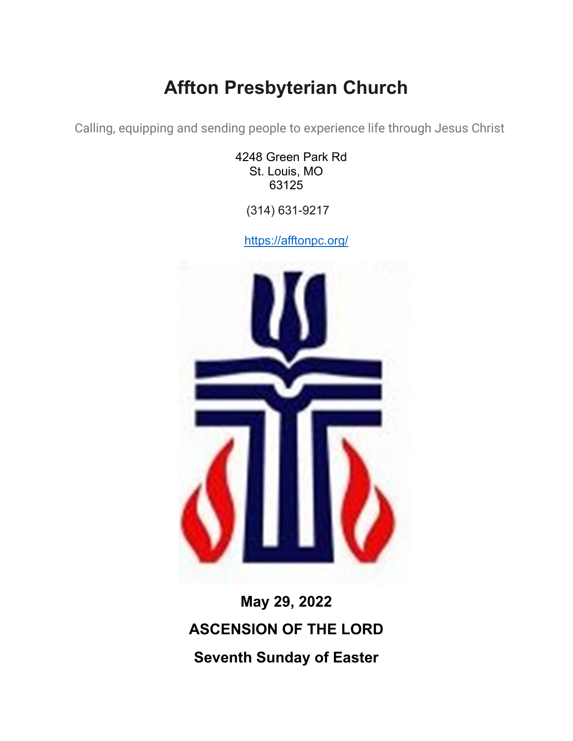# Affton Presbyterian Church

Calling, equipping and sending people to experience life through Jesus Christ

4248 Green Park Rd
St. Louis, MO
63125

(314) 631-9217

https://afftonpc.org/

**May 29, 2022**

**ASCENSION OF THE LORD**

**Seventh Sunday of Easter**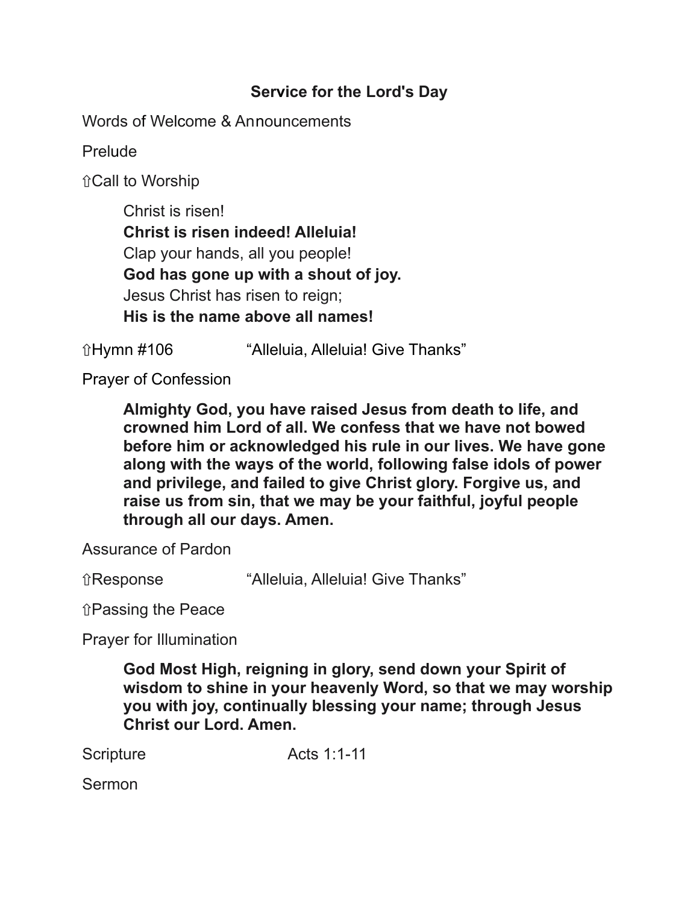## Service for the Lord's Day

Words of Welcome & Announcements

Prelude

⇧Call to Worship

> Christ is risen!
> **Christ is risen indeed! Alleluia!**
> Clap your hands, all you people!
> **God has gone up with a shout of joy.**
> Jesus Christ has risen to reign;
> **His is the name above all names!**

⇧Hymn #106 “Alleluia, Alleluia! Give Thanks”

Prayer of Confession

> **Almighty God, you have raised Jesus from death to life, and crowned him Lord of all. We confess that we have not bowed before him or acknowledged his rule in our lives. We have gone along with the ways of the world, following false idols of power and privilege, and failed to give Christ glory. Forgive us, and raise us from sin, that we may be your faithful, joyful people through all our days. Amen.**

Assurance of Pardon

⇧Response “Alleluia, Alleluia! Give Thanks”

⇧Passing the Peace

Prayer for Illumination

> **God Most High, reigning in glory, send down your Spirit of wisdom to shine in your heavenly Word, so that we may worship you with joy, continually blessing your name; through Jesus Christ our Lord. Amen.**

Scripture Acts 1:1-11

Sermon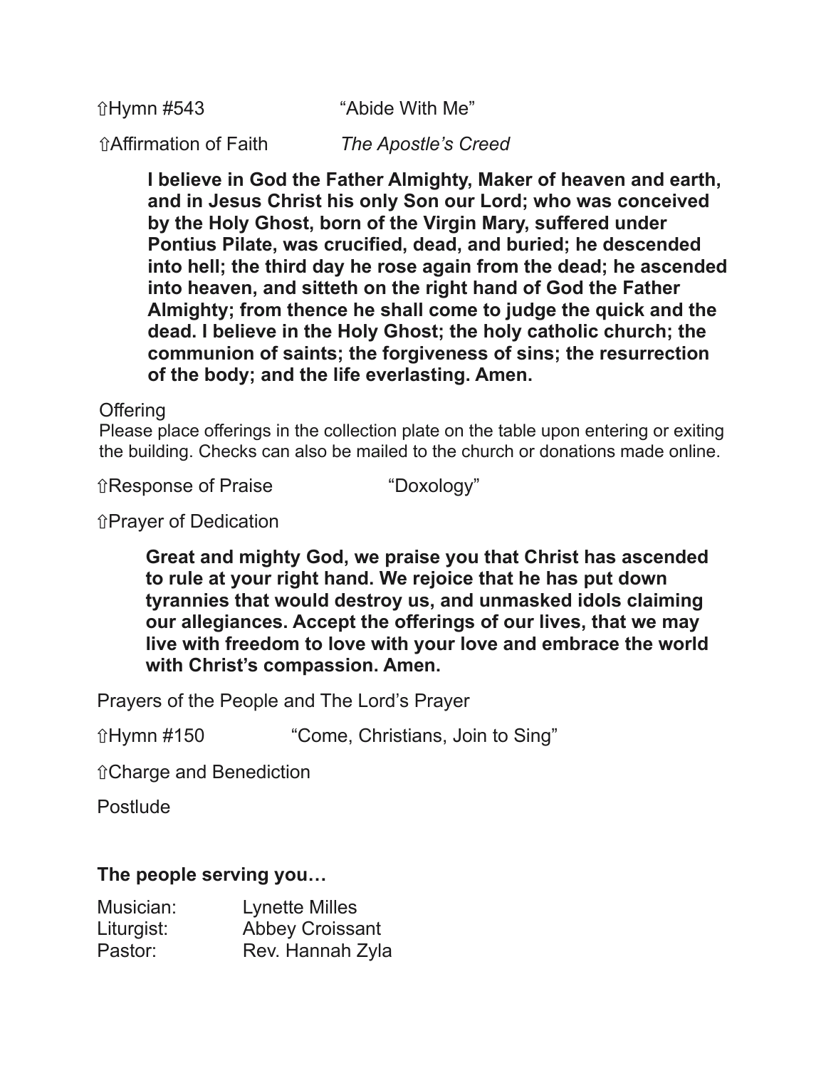⇧Hymn #543 "Abide With Me"

⇧Affirmation of Faith *The Apostle's Creed*

> **I believe in God the Father Almighty, Maker of heaven and earth, and in Jesus Christ his only Son our Lord; who was conceived by the Holy Ghost, born of the Virgin Mary, suffered under Pontius Pilate, was crucified, dead, and buried; he descended into hell; the third day he rose again from the dead; he ascended into heaven, and sitteth on the right hand of God the Father Almighty; from thence he shall come to judge the quick and the dead. I believe in the Holy Ghost; the holy catholic church; the communion of saints; the forgiveness of sins; the resurrection of the body; and the life everlasting. Amen.**

Offering

Please place offerings in the collection plate on the table upon entering or exiting the building. Checks can also be mailed to the church or donations made online.

⇧Response of Praise "Doxology"

⇧Prayer of Dedication

> **Great and mighty God, we praise you that Christ has ascended to rule at your right hand. We rejoice that he has put down tyrannies that would destroy us, and unmasked idols claiming our allegiances. Accept the offerings of our lives, that we may live with freedom to love with your love and embrace the world with Christ's compassion. Amen.**

Prayers of the People and The Lord's Prayer

⇧Hymn #150 "Come, Christians, Join to Sing"

⇧Charge and Benediction

Postlude

**The people serving you…**

Musician: Lynette Milles
Liturgist: Abbey Croissant
Pastor: Rev. Hannah Zyla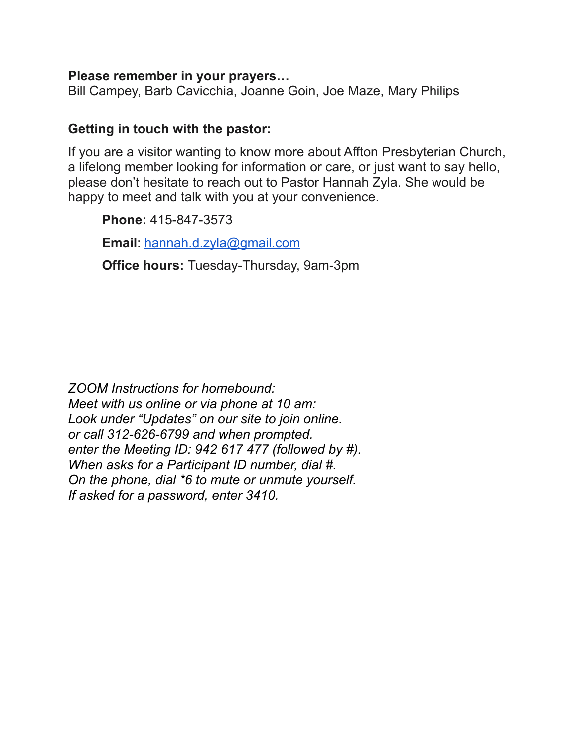**Please remember in your prayers…**
Bill Campey, Barb Cavicchia, Joanne Goin, Joe Maze, Mary Philips

**Getting in touch with the pastor:**

If you are a visitor wanting to know more about Affton Presbyterian Church, a lifelong member looking for information or care, or just want to say hello, please don't hesitate to reach out to Pastor Hannah Zyla. She would be happy to meet and talk with you at your convenience.

**Phone:** 415-847-3573

**Email**: hannah.d.zyla@gmail.com

**Office hours:** Tuesday-Thursday, 9am-3pm

*ZOOM Instructions for homebound:*
*Meet with us online or via phone at 10 am:*
*Look under "Updates" on our site to join online.*
*or call 312-626-6799 and when prompted.*
*enter the Meeting ID: 942 617 477 (followed by #).*
*When asks for a Participant ID number, dial #.*
*On the phone, dial *6 to mute or unmute yourself.*
*If asked for a password, enter 3410.*